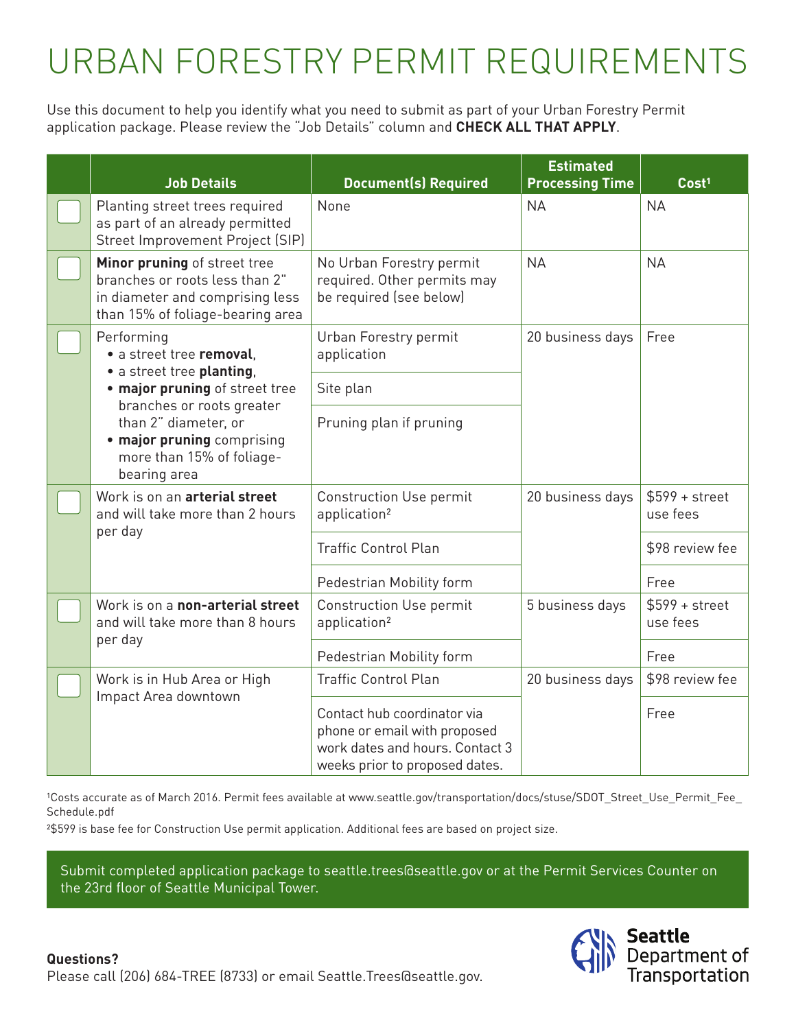# URBAN FORESTRY PERMIT REQUIREMENTS

Use this document to help you identify what you need to submit as part of your Urban Forestry Permit application package. Please review the "Job Details" column and **CHECK ALL THAT APPLY**.

| | Job Details | Document(s) Required | Estimated Processing Time | Cost[1] |
|---|---|---|---|---|
| ☐ | Planting street trees required as part of an already permitted Street Improvement Project (SIP) | None | NA | NA |
| ☐ | **Minor pruning** of street tree branches or roots less than 2" in diameter and comprising less than 15% of foliage-bearing area | No Urban Forestry permit required. Other permits may be required (see below) | NA | NA |
| ☐ | Performing<br>• a street tree **removal**,<br>• a street tree **planting**,<br>• **major pruning** of street tree branches or roots greater than 2" diameter, or<br>• **major pruning** comprising more than 15% of foliage-bearing area | Urban Forestry permit application | 20 business days | Free |
| | | Site plan | | |
| | | Pruning plan if pruning | | |
| ☐ | Work is on an **arterial street** and will take more than 2 hours per day | Construction Use permit application[2] | 20 business days | $599 + street use fees |
| | | Traffic Control Plan | | $98 review fee |
| | | Pedestrian Mobility form | | Free |
| ☐ | Work is on a **non-arterial street** and will take more than 8 hours per day | Construction Use permit application[2] | 5 business days | $599 + street use fees |
| | | Pedestrian Mobility form | | Free |
| ☐ | Work is in Hub Area or High Impact Area downtown | Traffic Control Plan | 20 business days | $98 review fee |
| | | Contact hub coordinator via phone or email with proposed work dates and hours. Contact 3 weeks prior to proposed dates. | | Free |

[1]Costs accurate as of March 2016. Permit fees available at www.seattle.gov/transportation/docs/stuse/SDOT_Street_Use_Permit_Fee_Schedule.pdf

[2]$599 is base fee for Construction Use permit application. Additional fees are based on project size.

Submit completed application package to seattle.trees@seattle.gov or at the Permit Services Counter on the 23rd floor of Seattle Municipal Tower.

**Questions?**
Please call (206) 684-TREE (8733) or email Seattle.Trees@seattle.gov.

Seattle Department of Transportation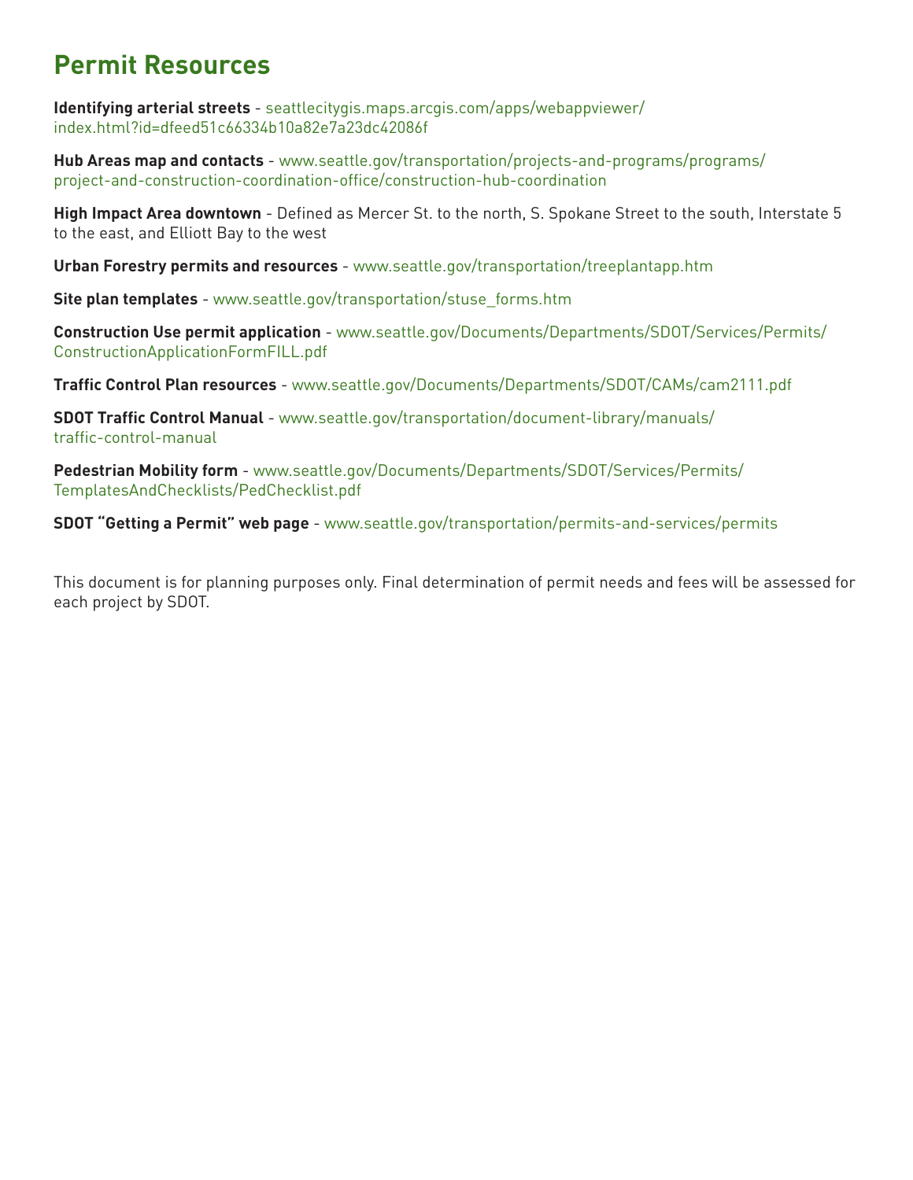# Permit Resources

**Identifying arterial streets** - seattlecitygis.maps.arcgis.com/apps/webappviewer/index.html?id=dfeed51c66334b10a82e7a23dc42086f

**Hub Areas map and contacts** - www.seattle.gov/transportation/projects-and-programs/programs/project-and-construction-coordination-office/construction-hub-coordination

**High Impact Area downtown** - Defined as Mercer St. to the north, S. Spokane Street to the south, Interstate 5 to the east, and Elliott Bay to the west

**Urban Forestry permits and resources** - www.seattle.gov/transportation/treeplantapp.htm

**Site plan templates** - www.seattle.gov/transportation/stuse_forms.htm

**Construction Use permit application** - www.seattle.gov/Documents/Departments/SDOT/Services/Permits/ConstructionApplicationFormFILL.pdf

**Traffic Control Plan resources** - www.seattle.gov/Documents/Departments/SDOT/CAMs/cam2111.pdf

**SDOT Traffic Control Manual** - www.seattle.gov/transportation/document-library/manuals/traffic-control-manual

**Pedestrian Mobility form** - www.seattle.gov/Documents/Departments/SDOT/Services/Permits/TemplatesAndChecklists/PedChecklist.pdf

**SDOT "Getting a Permit" web page** - www.seattle.gov/transportation/permits-and-services/permits

This document is for planning purposes only. Final determination of permit needs and fees will be assessed for each project by SDOT.